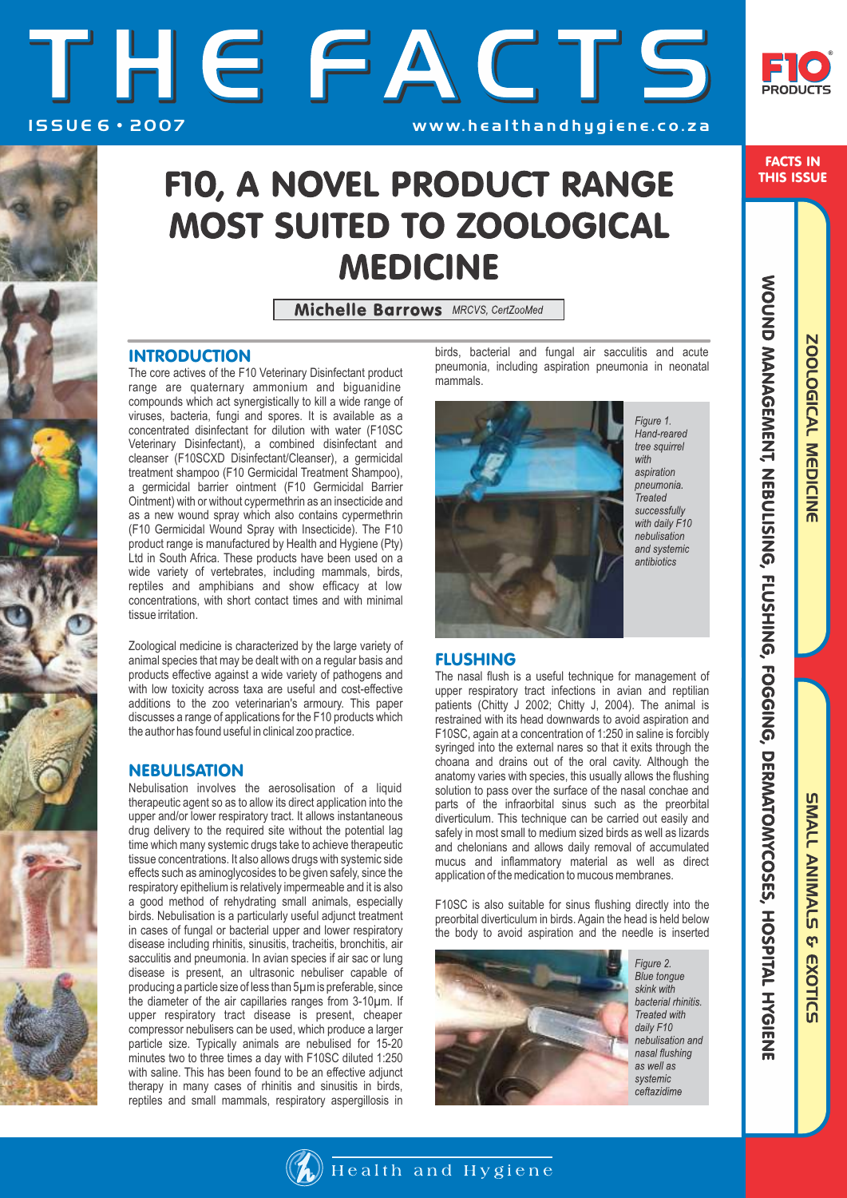# F10, A NOVEL PRODUCT RANGE MOST SUITED TO ZOOLOGICAL MEDICINE

**Michelle Barrows** *MRCVS, CertZooMed*

## INTRODUCTION

The core actives of the F10 Veterinary Disinfectant product range are quaternary ammonium and biguanidine compounds which act synergistically to kill a wide range of viruses, bacteria, fungi and spores. It is available as a concentrated disinfectant for dilution with water (F10SC Veterinary Disinfectant), a combined disinfectant and cleanser (F10SCXD Disinfectant/Cleanser), a germicidal treatment shampoo (F10 Germicidal Treatment Shampoo), a germicidal barrier ointment (F10 Germicidal Barrier Ointment) with or without cypermethrin as an insecticide and as a new wound spray which also contains cypermethrin (F10 Germicidal Wound Spray with Insecticide). The F10 product range is manufactured by Health and Hygiene (Pty) Ltd in South Africa. These products have been used on a wide variety of vertebrates, including mammals, birds, reptiles and amphibians and show efficacy at low concentrations, with short contact times and with minimal tissue irritation.

Zoological medicine is characterized by the large variety of animal species that may be dealt with on a regular basis and products effective against a wide variety of pathogens and with low toxicity across taxa are useful and cost-effective additions to the zoo veterinarian's armoury. This paper discusses a range of applications for the F10 products which the author has found useful in clinical zoo practice.

## NEBULISATION

Nebulisation involves the aerosolisation of a liquid therapeutic agent so as to allow its direct application into the upper and/or lower respiratory tract. It allows instantaneous drug delivery to the required site without the potential lag time which many systemic drugs take to achieve therapeutic tissue concentrations. It also allows drugs with systemic side effects such as aminoglycosides to be given safely, since the respiratory epithelium is relatively impermeable and it is also a good method of rehydrating small animals, especially birds. Nebulisation is a particularly useful adjunct treatment in cases of fungal or bacterial upper and lower respiratory disease including rhinitis, sinusitis, tracheitis, bronchitis, air sacculitis and pneumonia. In avian species if air sac or lung disease is present, an ultrasonic nebuliser capable of producing a particle size of less than 5µm is preferable, since the diameter of the air capillaries ranges from 3-10µm. If upper respiratory tract disease is present, cheaper compressor nebulisers can be used, which produce a larger particle size. Typically animals are nebulised for 15-20 minutes two to three times a day with F10SC diluted 1:250 with saline. This has been found to be an effective adjunct therapy in many cases of rhinitis and sinusitis in birds, reptiles and small mammals, respiratory aspergillosis in birds, bacterial and fungal air sacculitis and acute pneumonia, including aspiration pneumonia in neonatal mammals.

*Figure 1. Hand-reared tree squirrel with aspiration pneumonia. Treated successfully with daily F10 nebulisation and systemic antibiotics*

## FLUSHING

The nasal flush is a useful technique for management of upper respiratory tract infections in avian and reptilian patients (Chitty J 2002; Chitty J, 2004). The animal is restrained with its head downwards to avoid aspiration and F10SC, again at a concentration of 1:250 in saline is forcibly syringed into the external nares so that it exits through the choana and drains out of the oral cavity. Although the anatomy varies with species, this usually allows the flushing solution to pass over the surface of the nasal conchae and parts of the infraorbital sinus such as the preorbital diverticulum. This technique can be carried out easily and safely in most small to medium sized birds as well as lizards and chelonians and allows daily removal of accumulated mucus and inflammatory material as well as direct application of the medication to mucous membranes.

F10SC is also suitable for sinus flushing directly into the preorbital diverticulum in birds. Again the head is held below the body to avoid aspiration and the needle is inserted

*Figure 2. Blue tongue skink with bacterial rhinitis. Treated with daily F10 nebulisation and nasal flushing as well as systemic ceftazidime*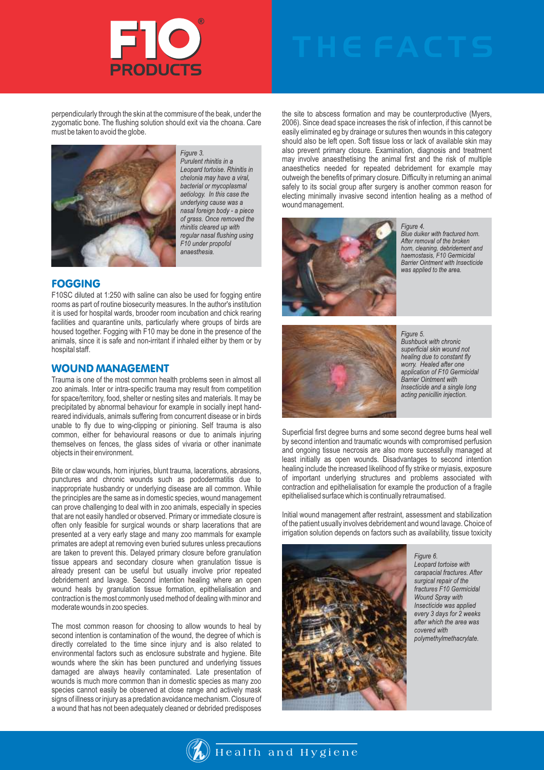perpendicularly through the skin at the commisure of the beak, under the zygomatic bone. The flushing solution should exit via the choana. Care must be taken to avoid the globe.

*Figure 3. Purulent rhinitis in a Leopard tortoise. Rhinitis in chelonia may have a viral, bacterial or mycoplasmal aetiology. In this case the underlying cause was a nasal foreign body - a piece of grass. Once removed the rhinitis cleared up with regular nasal flushing using F10 under propofol anaesthesia.*

## FOGGING

F10SC diluted at 1:250 with saline can also be used for fogging entire rooms as part of routine biosecurity measures. In the author's institution it is used for hospital wards, brooder room incubation and chick rearing facilities and quarantine units, particularly where groups of birds are housed together. Fogging with F10 may be done in the presence of the animals, since it is safe and non-irritant if inhaled either by them or by hospital staff.

## WOUND MANAGEMENT

Trauma is one of the most common health problems seen in almost all zoo animals. Inter or intra-specific trauma may result from competition for space/territory, food, shelter or nesting sites and materials. It may be precipitated by abnormal behaviour for example in socially inept hand-reared individuals, animals suffering from concurrent disease or in birds unable to fly due to wing-clipping or pinioning. Self trauma is also common, either for behavioural reasons or due to animals injuring themselves on fences, the glass sides of vivaria or other inanimate objects in their environment.

Bite or claw wounds, horn injuries, blunt trauma, lacerations, abrasions, punctures and chronic wounds such as pododermatitis due to inappropriate husbandry or underlying disease are all common. While the principles are the same as in domestic species, wound management can prove challenging to deal with in zoo animals, especially in species that are not easily handled or observed. Primary or immediate closure is often only feasible for surgical wounds or sharp lacerations that are presented at a very early stage and many zoo mammals for example primates are adept at removing even buried sutures unless precautions are taken to prevent this. Delayed primary closure before granulation tissue appears and secondary closure when granulation tissue is already present can be useful but usually involve prior repeated debridement and lavage. Second intention healing where an open wound heals by granulation tissue formation, epithelialisation and contraction is the most commonly used method of dealing with minor and moderate wounds in zoo species.

The most common reason for choosing to allow wounds to heal by second intention is contamination of the wound, the degree of which is directly correlated to the time since injury and is also related to environmental factors such as enclosure substrate and hygiene. Bite wounds where the skin has been punctured and underlying tissues damaged are always heavily contaminated. Late presentation of wounds is much more common than in domestic species as many zoo species cannot easily be observed at close range and actively mask signs of illness or injury as a predation avoidance mechanism. Closure of a wound that has not been adequately cleaned or debrided predisposes the site to abscess formation and may be counterproductive (Myers, 2006). Since dead space increases the risk of infection, if this cannot be easily eliminated eg by drainage or sutures then wounds in this category should also be left open. Soft tissue loss or lack of available skin may also prevent primary closure. Examination, diagnosis and treatment may involve anaesthetising the animal first and the risk of multiple anaesthetics needed for repeated debridement for example may outweigh the benefits of primary closure. Difficulty in returning an animal safely to its social group after surgery is another common reason for electing minimally invasive second intention healing as a method of wound management.

*Figure 4. Blue duiker with fractured horn. After removal of the broken horn, cleaning, debridement and haemostasis, F10 Germicidal Barrier Ointment with Insecticide was applied to the area.*

*Figure 5. Bushbuck with chronic superficial skin wound not healing due to constant fly worry. Healed after one application of F10 Germicidal Barrier Ointment with Insecticide and a single long acting penicillin injection.*

Superficial first degree burns and some second degree burns heal well by second intention and traumatic wounds with compromised perfusion and ongoing tissue necrosis are also more successfully managed at least initially as open wounds. Disadvantages to second intention healing include the increased likelihood of fly strike or myiasis, exposure of important underlying structures and problems associated with contraction and epithelialisation for example the production of a fragile epithelialised surface which is continually retraumatised.

Initial wound management after restraint, assessment and stabilization of the patient usually involves debridement and wound lavage. Choice of irrigation solution depends on factors such as availability, tissue toxicity

*Figure 6. Leopard tortoise with carapacial fractures. After surgical repair of the fractures F10 Germicidal Wound Spray with Insecticide was applied every 3 days for 2 weeks after which the area was covered with polymethylmethacrylate.*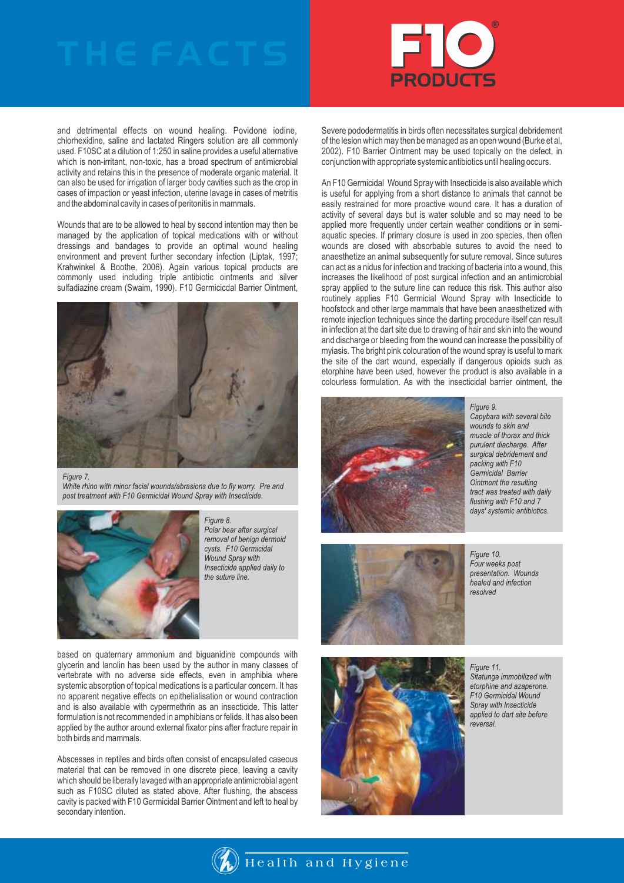and detrimental effects on wound healing. Povidone iodine, chlorhexidine, saline and lactated Ringers solution are all commonly used. F10SC at a dilution of 1:250 in saline provides a useful alternative which is non-irritant, non-toxic, has a broad spectrum of antimicrobial activity and retains this in the presence of moderate organic material. It can also be used for irrigation of larger body cavities such as the crop in cases of impaction or yeast infection, uterine lavage in cases of metritis and the abdominal cavity in cases of peritonitis in mammals.

Wounds that are to be allowed to heal by second intention may then be managed by the application of topical medications with or without dressings and bandages to provide an optimal wound healing environment and prevent further secondary infection (Liptak, 1997; Krahwinkel & Boothe, 2006). Again various topical products are commonly used including triple antibiotic ointments and silver sulfadiazine cream (Swaim, 1990). F10 Germicicdal Barrier Ointment,

*Figure 7.*
*White rhino with minor facial wounds/abrasions due to fly worry. Pre and post treatment with F10 Germicidal Wound Spray with Insecticide.*

*Figure 8.*
*Polar bear after surgical removal of benign dermoid cysts. F10 Germicidal Wound Spray with Insecticide applied daily to the suture line.*

based on quaternary ammonium and biguanidine compounds with glycerin and lanolin has been used by the author in many classes of vertebrate with no adverse side effects, even in amphibia where systemic absorption of topical medications is a particular concern. It has no apparent negative effects on epithelialisation or wound contraction and is also available with cypermethrin as an insecticide. This latter formulation is not recommended in amphibians or felids. It has also been applied by the author around external fixator pins after fracture repair in both birds and mammals.

Abscesses in reptiles and birds often consist of encapsulated caseous material that can be removed in one discrete piece, leaving a cavity which should be liberally lavaged with an appropriate antimicrobial agent such as F10SC diluted as stated above. After flushing, the abscess cavity is packed with F10 Germicidal Barrier Ointment and left to heal by secondary intention.

Severe pododermatitis in birds often necessitates surgical debridement of the lesion which may then be managed as an open wound (Burke et al, 2002). F10 Barrier Ointment may be used topically on the defect, in conjunction with appropriate systemic antibiotics until healing occurs.

An F10 Germicidal Wound Spray with Insecticide is also available which is useful for applying from a short distance to animals that cannot be easily restrained for more proactive wound care. It has a duration of activity of several days but is water soluble and so may need to be applied more frequently under certain weather conditions or in semi-aquatic species. If primary closure is used in zoo species, then often wounds are closed with absorbable sutures to avoid the need to anaesthetize an animal subsequently for suture removal. Since sutures can act as a nidus for infection and tracking of bacteria into a wound, this increases the likelihood of post surgical infection and an antimicrobial spray applied to the suture line can reduce this risk. This author also routinely applies F10 Germical Wound Spray with Insecticide to hoofstock and other large mammals that have been anaesthetized with remote injection techniques since the darting procedure itself can result in infection at the dart site due to drawing of hair and skin into the wound and discharge or bleeding from the wound can increase the possibility of myiasis. The bright pink colouration of the wound spray is useful to mark the site of the dart wound, especially if dangerous opioids such as etorphine have been used, however the product is also available in a colourless formulation. As with the insecticidal barrier ointment, the

*Figure 9.*
*Capybara with several bite wounds to skin and muscle of thorax and thick purulent diacharge. After surgical debridement and packing with F10 Germicidal Barrier Ointment the resulting tract was treated with daily flushing with F10 and 7 days' systemic antibiotics.*

*Figure 10.*
*Four weeks post presentation. Wounds healed and infection resolved*

*Figure 11.*
*Sitatunga immobilized with etorphine and azaperone. F10 Germicidal Wound Spray with Insecticide applied to dart site before reversal.*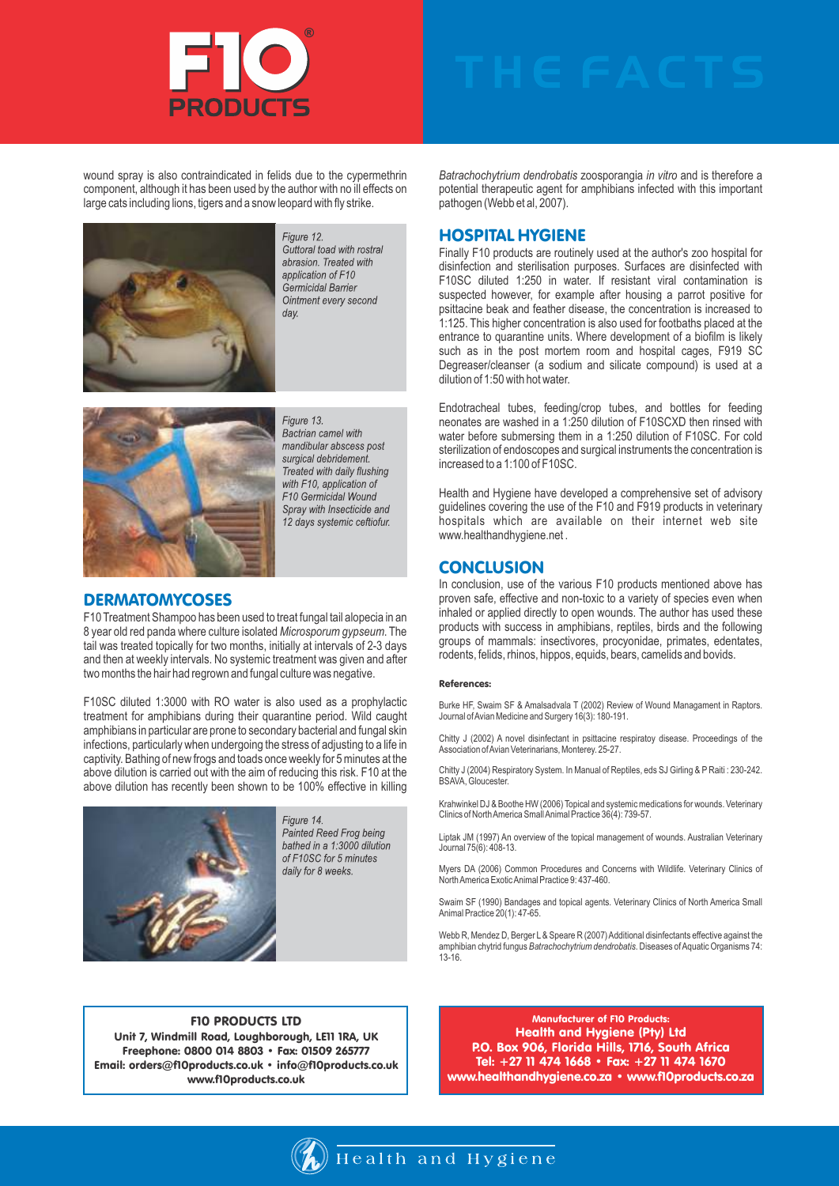wound spray is also contraindicated in felids due to the cypermethrin component, although it has been used by the author with no ill effects on large cats including lions, tigers and a snow leopard with fly strike.

*Figure 12. Guttoral toad with rostral abrasion. Treated with application of F10 Germicidal Barrier Ointment every second day.*

*Figure 13. Bactrian camel with mandibular abscess post surgical debridement. Treated with daily flushing with F10, application of F10 Germicidal Wound Spray with Insecticide and 12 days systemic ceftiofur.*

## DERMATOMYCOSES

F10 Treatment Shampoo has been used to treat fungal tail alopecia in an 8 year old red panda where culture isolated *Microsporum gypseum*. The tail was treated topically for two months, initially at intervals of 2-3 days and then at weekly intervals. No systemic treatment was given and after two months the hair had regrown and fungal culture was negative.

F10SC diluted 1:3000 with RO water is also used as a prophylactic treatment for amphibians during their quarantine period. Wild caught amphibians in particular are prone to secondary bacterial and fungal skin infections, particularly when undergoing the stress of adjusting to a life in captivity. Bathing of new frogs and toads once weekly for 5 minutes at the above dilution is carried out with the aim of reducing this risk. F10 at the above dilution has recently been shown to be 100% effective in killing *Batrachochytrium dendrobatis* zoosporangia *in vitro* and is therefore a potential therapeutic agent for amphibians infected with this important pathogen (Webb et al, 2007).

*Figure 14. Painted Reed Frog being bathed in a 1:3000 dilution of F10SC for 5 minutes daily for 8 weeks.*

## HOSPITAL HYGIENE

Finally F10 products are routinely used at the author's zoo hospital for disinfection and sterilisation purposes. Surfaces are disinfected with F10SC diluted 1:250 in water. If resistant viral contamination is suspected however, for example after housing a parrot positive for psittacine beak and feather disease, the concentration is increased to 1:125. This higher concentration is also used for footbaths placed at the entrance to quarantine units. Where development of a biofilm is likely such as in the post mortem room and hospital cages, F919 SC Degreaser/cleanser (a sodium and silicate compound) is used at a dilution of 1:50 with hot water.

Endotracheal tubes, feeding/crop tubes, and bottles for feeding neonates are washed in a 1:250 dilution of F10SCXD then rinsed with water before submersing them in a 1:250 dilution of F10SC. For cold sterilization of endoscopes and surgical instruments the concentration is increased to a 1:100 of F10SC.

Health and Hygiene have developed a comprehensive set of advisory guidelines covering the use of the F10 and F919 products in veterinary hospitals which are available on their internet web site www.healthandhygiene.net .

## CONCLUSION

In conclusion, use of the various F10 products mentioned above has proven safe, effective and non-toxic to a variety of species even when inhaled or applied directly to open wounds. The author has used these products with success in amphibians, reptiles, birds and the following groups of mammals: insectivores, procyonidae, primates, edentates, rodents, felids, rhinos, hippos, equids, bears, camelids and bovids.

#### References:

Burke HF, Swaim SF & Amalsadvala T (2002) Review of Wound Managament in Raptors. Journal of Avian Medicine and Surgery 16(3): 180-191.

Chitty J (2002) A novel disinfectant in psittacine respiratoy disease. Proceedings of the Association of Avian Veterinarians, Monterey. 25-27.

Chitty J (2004) Respiratory System. In Manual of Reptiles, eds SJ Girling & P Raiti : 230-242. BSAVA, Gloucester.

Krahwinkel DJ & Boothe HW (2006) Topical and systemic medications for wounds. Veterinary Clinics of North America Small Animal Practice 36(4): 739-57.

Liptak JM (1997) An overview of the topical management of wounds. Australian Veterinary Journal 75(6): 408-13.

Myers DA (2006) Common Procedures and Concerns with Wildlife. Veterinary Clinics of North America Exotic Animal Practice 9: 437-460.

Swaim SF (1990) Bandages and topical agents. Veterinary Clinics of North America Small Animal Practice 20(1): 47-65.

Webb R, Mendez D, Berger L & Speare R (2007) Additional disinfectants effective against the amphibian chytrid fungus *Batrachochytrium dendrobatis*. Diseases of Aquatic Organisms 74: 13-16.

**F10 PRODUCTS LTD**
**Unit 7, Windmill Road, Loughborough, LE11 1RA, UK**
**Freephone: 0800 014 8803 • Fax: 01509 265777**
**Email: orders@f10products.co.uk • info@f10products.co.uk**
**www.f10products.co.uk**

**Manufacturer of F10 Products:**
**Health and Hygiene (Pty) Ltd**
**P.O. Box 906, Florida Hills, 1716, South Africa**
**Tel: +27 11 474 1668 • Fax: +27 11 474 1670**
**www.healthandhygiene.co.za • www.f10products.co.za**